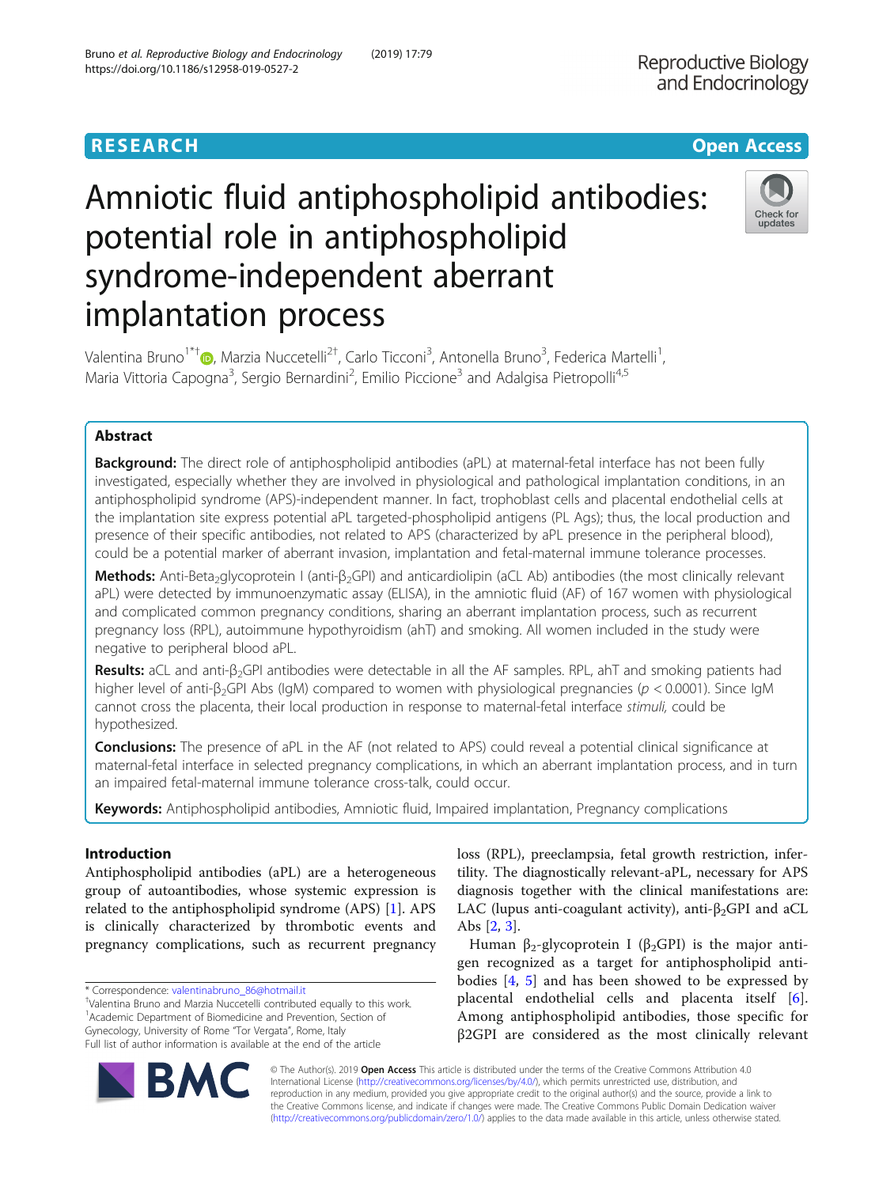RESEARCH

Open Access

# Amniotic fluid antiphospholipid antibodies: potential role in antiphospholipid syndrome-independent aberrant implantation process

Valentina Bruno[1*†], Marzia Nuccetelli[2†], Carlo Ticconi[3], Antonella Bruno[3], Federica Martelli[1], Maria Vittoria Capogna[3], Sergio Bernardini[2], Emilio Piccione[3] and Adalgisa Pietropolli[4,5]

## Abstract

**Background:** The direct role of antiphospholipid antibodies (aPL) at maternal-fetal interface has not been fully investigated, especially whether they are involved in physiological and pathological implantation conditions, in an antiphospholipid syndrome (APS)-independent manner. In fact, trophoblast cells and placental endothelial cells at the implantation site express potential aPL targeted-phospholipid antigens (PL Ags); thus, the local production and presence of their specific antibodies, not related to APS (characterized by aPL presence in the peripheral blood), could be a potential marker of aberrant invasion, implantation and fetal-maternal immune tolerance processes.

**Methods:** Anti-Beta$_2$glycoprotein I (anti-$\beta_2$GPI) and anticardiolipin (aCL Ab) antibodies (the most clinically relevant aPL) were detected by immunoenzymatic assay (ELISA), in the amniotic fluid (AF) of 167 women with physiological and complicated common pregnancy conditions, sharing an aberrant implantation process, such as recurrent pregnancy loss (RPL), autoimmune hypothyroidism (ahT) and smoking. All women included in the study were negative to peripheral blood aPL.

**Results:** aCL and anti-$\beta_2$GPI antibodies were detectable in all the AF samples. RPL, ahT and smoking patients had higher level of anti-$\beta_2$GPI Abs (IgM) compared to women with physiological pregnancies ($p < 0.0001$). Since IgM cannot cross the placenta, their local production in response to maternal-fetal interface *stimuli*, could be hypothesized.

**Conclusions:** The presence of aPL in the AF (not related to APS) could reveal a potential clinical significance at maternal-fetal interface in selected pregnancy complications, in which an aberrant implantation process, and in turn an impaired fetal-maternal immune tolerance cross-talk, could occur.

**Keywords:** Antiphospholipid antibodies, Amniotic fluid, Impaired implantation, Pregnancy complications

## Introduction

Antiphospholipid antibodies (aPL) are a heterogeneous group of autoantibodies, whose systemic expression is related to the antiphospholipid syndrome (APS) [1]. APS is clinically characterized by thrombotic events and pregnancy complications, such as recurrent pregnancy loss (RPL), preeclampsia, fetal growth restriction, infertility. The diagnostically relevant-aPL, necessary for APS diagnosis together with the clinical manifestations are: LAC (lupus anti-coagulant activity), anti-$\beta_2$GPI and aCL Abs [2, 3].

Human $\beta_2$-glycoprotein I ($\beta_2$GPI) is the major antigen recognized as a target for antiphospholipid antibodies [4, 5] and has been showed to be expressed by placental endothelial cells and placenta itself [6]. Among antiphospholipid antibodies, those specific for β2GPI are considered as the most clinically relevant

* Correspondence: valentinabruno_86@hotmail.it
†Valentina Bruno and Marzia Nuccetelli contributed equally to this work.
[1]Academic Department of Biomedicine and Prevention, Section of Gynecology, University of Rome "Tor Vergata", Rome, Italy
Full list of author information is available at the end of the article

© The Author(s). 2019 **Open Access** This article is distributed under the terms of the Creative Commons Attribution 4.0 International License (http://creativecommons.org/licenses/by/4.0/), which permits unrestricted use, distribution, and reproduction in any medium, provided you give appropriate credit to the original author(s) and the source, provide a link to the Creative Commons license, and indicate if changes were made. The Creative Commons Public Domain Dedication waiver (http://creativecommons.org/publicdomain/zero/1.0/) applies to the data made available in this article, unless otherwise stated.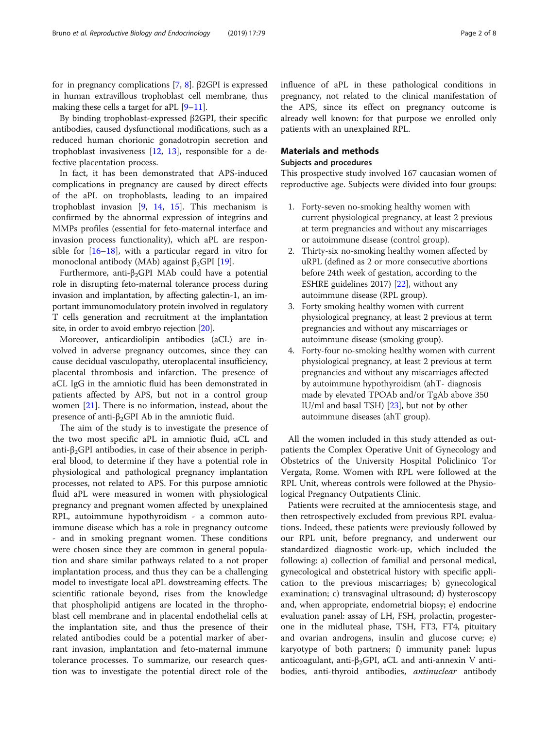for in pregnancy complications [7, 8]. β2GPI is expressed in human extravillous trophoblast cell membrane, thus making these cells a target for aPL [9–11].

By binding trophoblast-expressed β2GPI, their specific antibodies, caused dysfunctional modifications, such as a reduced human chorionic gonadotropin secretion and trophoblast invasiveness [12, 13], responsible for a defective placentation process.

In fact, it has been demonstrated that APS-induced complications in pregnancy are caused by direct effects of the aPL on trophoblasts, leading to an impaired trophoblast invasion [9, 14, 15]. This mechanism is confirmed by the abnormal expression of integrins and MMPs profiles (essential for feto-maternal interface and invasion process functionality), which aPL are responsible for [16–18], with a particular regard in vitro for monoclonal antibody (MAb) against $\beta_2$GPI [19].

Furthermore, anti-$\beta_2$GPI MAb could have a potential role in disrupting feto-maternal tolerance process during invasion and implantation, by affecting galectin-1, an important immunomodulatory protein involved in regulatory T cells generation and recruitment at the implantation site, in order to avoid embryo rejection [20].

Moreover, anticardiolipin antibodies (aCL) are involved in adverse pregnancy outcomes, since they can cause decidual vasculopathy, uteroplacental insufficiency, placental thrombosis and infarction. The presence of aCL IgG in the amniotic fluid has been demonstrated in patients affected by APS, but not in a control group women [21]. There is no information, instead, about the presence of anti-$\beta_2$GPI Ab in the amniotic fluid.

The aim of the study is to investigate the presence of the two most specific aPL in amniotic fluid, aCL and anti-$\beta_2$GPI antibodies, in case of their absence in peripheral blood, to determine if they have a potential role in physiological and pathological pregnancy implantation processes, not related to APS. For this purpose amniotic fluid aPL were measured in women with physiological pregnancy and pregnant women affected by unexplained RPL, autoimmune hypothyroidism - a common autoimmune disease which has a role in pregnancy outcome - and in smoking pregnant women. These conditions were chosen since they are common in general population and share similar pathways related to a not proper implantation process, and thus they can be a challenging model to investigate local aPL dowstreaming effects. The scientific rationale beyond, rises from the knowledge that phospholipid antigens are located in the throphoblast cell membrane and in placental endothelial cells at the implantation site, and thus the presence of their related antibodies could be a potential marker of aberrant invasion, implantation and feto-maternal immune tolerance processes. To summarize, our research question was to investigate the potential direct role of the influence of aPL in these pathological conditions in pregnancy, not related to the clinical manifestation of the APS, since its effect on pregnancy outcome is already well known: for that purpose we enrolled only patients with an unexplained RPL.

## Materials and methods

### Subjects and procedures

This prospective study involved 167 caucasian women of reproductive age. Subjects were divided into four groups:

1. Forty-seven no-smoking healthy women with current physiological pregnancy, at least 2 previous at term pregnancies and without any miscarriages or autoimmune disease (control group).
2. Thirty-six no-smoking healthy women affected by uRPL (defined as 2 or more consecutive abortions before 24th week of gestation, according to the ESHRE guidelines 2017) [22], without any autoimmune disease (RPL group).
3. Forty smoking healthy women with current physiological pregnancy, at least 2 previous at term pregnancies and without any miscarriages or autoimmune disease (smoking group).
4. Forty-four no-smoking healthy women with current physiological pregnancy, at least 2 previous at term pregnancies and without any miscarriages affected by autoimmune hypothyroidism (ahT- diagnosis made by elevated TPOAb and/or TgAb above 350 IU/ml and basal TSH) [23], but not by other autoimmune diseases (ahT group).

All the women included in this study attended as outpatients the Complex Operative Unit of Gynecology and Obstetrics of the University Hospital Policlinico Tor Vergata, Rome. Women with RPL were followed at the RPL Unit, whereas controls were followed at the Physiological Pregnancy Outpatients Clinic.

Patients were recruited at the amniocentesis stage, and then retrospectively excluded from previous RPL evaluations. Indeed, these patients were previously followed by our RPL unit, before pregnancy, and underwent our standardized diagnostic work-up, which included the following: a) collection of familial and personal medical, gynecological and obstetrical history with specific application to the previous miscarriages; b) gynecological examination; c) transvaginal ultrasound; d) hysteroscopy and, when appropriate, endometrial biopsy; e) endocrine evaluation panel: assay of LH, FSH, prolactin, progesterone in the midluteal phase, TSH, FT3, FT4, pituitary and ovarian androgens, insulin and glucose curve; e) karyotype of both partners; f) immunity panel: lupus anticoagulant, anti-$\beta_2$GPI, aCL and anti-annexin V antibodies, anti-thyroid antibodies, *antinuclear* antibody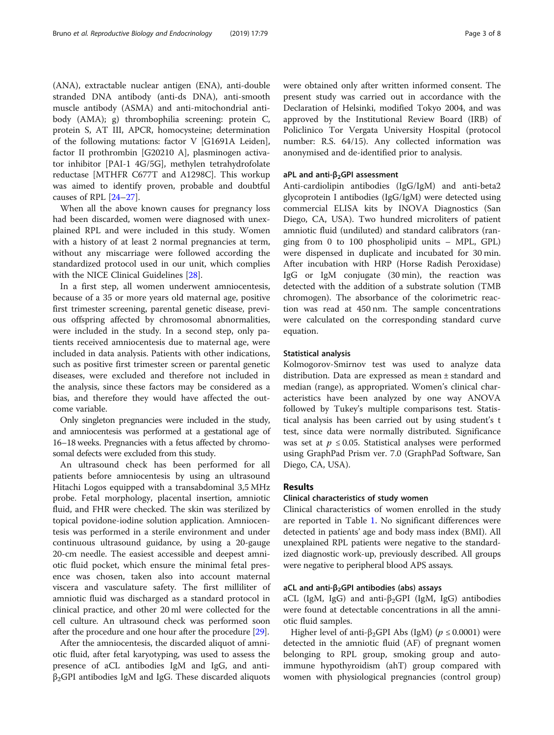(ANA), extractable nuclear antigen (ENA), anti-double stranded DNA antibody (anti-ds DNA), anti-smooth muscle antibody (ASMA) and anti-mitochondrial antibody (AMA); g) thrombophilia screening: protein C, protein S, AT III, APCR, homocysteine; determination of the following mutations: factor V [G1691A Leiden], factor II prothrombin [G20210 A], plasminogen activator inhibitor [PAI-1 4G/5G], methylen tetrahydrofolate reductase [MTHFR C677T and A1298C]. This workup was aimed to identify proven, probable and doubtful causes of RPL [24–27].

When all the above known causes for pregnancy loss had been discarded, women were diagnosed with unexplained RPL and were included in this study. Women with a history of at least 2 normal pregnancies at term, without any miscarriage were followed according the standardized protocol used in our unit, which complies with the NICE Clinical Guidelines [28].

In a first step, all women underwent amniocentesis, because of a 35 or more years old maternal age, positive first trimester screening, parental genetic disease, previous offspring affected by chromosomal abnormalities, were included in the study. In a second step, only patients received amniocentesis due to maternal age, were included in data analysis. Patients with other indications, such as positive first trimester screen or parental genetic diseases, were excluded and therefore not included in the analysis, since these factors may be considered as a bias, and therefore they would have affected the outcome variable.

Only singleton pregnancies were included in the study, and amniocentesis was performed at a gestational age of 16–18 weeks. Pregnancies with a fetus affected by chromosomal defects were excluded from this study.

An ultrasound check has been performed for all patients before amniocentesis by using an ultrasound Hitachi Logos equipped with a transabdominal 3,5 MHz probe. Fetal morphology, placental insertion, amniotic fluid, and FHR were checked. The skin was sterilized by topical povidone-iodine solution application. Amniocentesis was performed in a sterile environment and under continuous ultrasound guidance, by using a 20-gauge 20-cm needle. The easiest accessible and deepest amniotic fluid pocket, which ensure the minimal fetal presence was chosen, taken also into account maternal viscera and vasculature safety. The first milliliter of amniotic fluid was discharged as a standard protocol in clinical practice, and other 20 ml were collected for the cell culture. An ultrasound check was performed soon after the procedure and one hour after the procedure [29].

After the amniocentesis, the discarded aliquot of amniotic fluid, after fetal karyotyping, was used to assess the presence of aCL antibodies IgM and IgG, and anti-$\beta_2$GPI antibodies IgM and IgG. These discarded aliquots were obtained only after written informed consent. The present study was carried out in accordance with the Declaration of Helsinki, modified Tokyo 2004, and was approved by the Institutional Review Board (IRB) of Policlinico Tor Vergata University Hospital (protocol number: R.S. 64/15). Any collected information was anonymised and de-identified prior to analysis.

### aPL and anti-$\beta_2$GPI assessment

Anti-cardiolipin antibodies (IgG/IgM) and anti-beta2 glycoprotein I antibodies (IgG/IgM) were detected using commercial ELISA kits by INOVA Diagnostics (San Diego, CA, USA). Two hundred microliters of patient amniotic fluid (undiluted) and standard calibrators (ranging from 0 to 100 phospholipid units – MPL, GPL) were dispensed in duplicate and incubated for 30 min. After incubation with HRP (Horse Radish Peroxidase) IgG or IgM conjugate (30 min), the reaction was detected with the addition of a substrate solution (TMB chromogen). The absorbance of the colorimetric reaction was read at 450 nm. The sample concentrations were calculated on the corresponding standard curve equation.

### Statistical analysis

Kolmogorov-Smirnov test was used to analyze data distribution. Data are expressed as mean ± standard and median (range), as appropriated. Women's clinical characteristics have been analyzed by one way ANOVA followed by Tukey's multiple comparisons test. Statistical analysis has been carried out by using student's t test, since data were normally distributed. Significance was set at $p \leq 0.05$. Statistical analyses were performed using GraphPad Prism ver. 7.0 (GraphPad Software, San Diego, CA, USA).

## Results

### Clinical characteristics of study women

Clinical characteristics of women enrolled in the study are reported in Table 1. No significant differences were detected in patients' age and body mass index (BMI). All unexplained RPL patients were negative to the standardized diagnostic work-up, previously described. All groups were negative to peripheral blood APS assays.

### aCL and anti-$\beta_2$GPI antibodies (abs) assays

aCL (IgM, IgG) and anti-$\beta_2$GPI (IgM, IgG) antibodies were found at detectable concentrations in all the amniotic fluid samples.

Higher level of anti-$\beta_2$GPI Abs (IgM) ($p \leq 0.0001$) were detected in the amniotic fluid (AF) of pregnant women belonging to RPL group, smoking group and autoimmune hypothyroidism (ahT) group compared with women with physiological pregnancies (control group)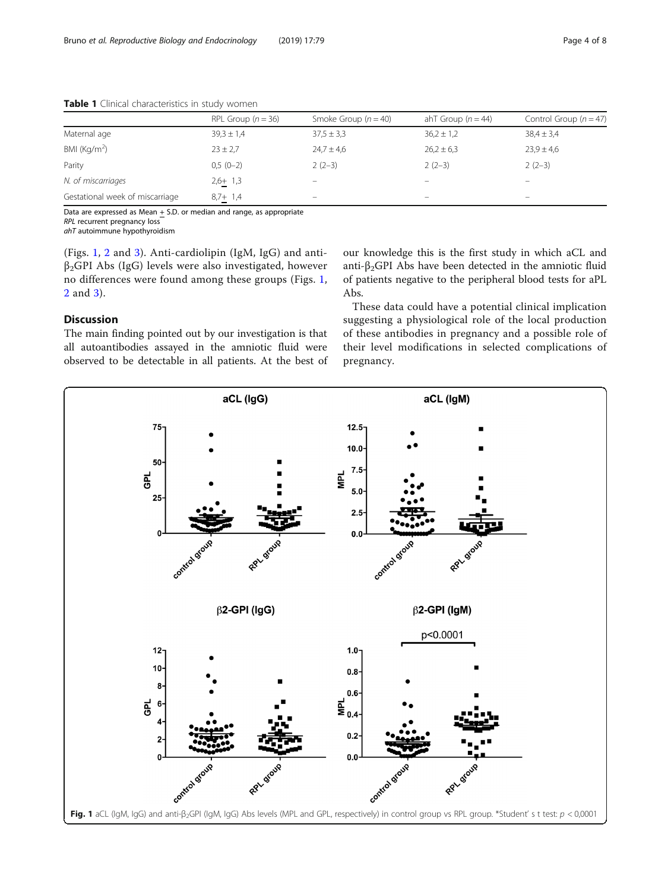**Table 1** Clinical characteristics in study women

| | RPL Group (*n* = 36) | Smoke Group (*n* = 40) | ahT Group (*n* = 44) | Control Group (*n* = 47) |
|---|---|---|---|---|
| Maternal age | 39,3 ± 1,4 | 37,5 ± 3,3 | 36,2 ± 1,2 | 38,4 ± 3,4 |
| BMI (Kg/m$^2$) | 23 ± 2,7 | 24,7 ± 4,6 | 26,2 ± 6,3 | 23,9 ± 4,6 |
| Parity | 0,5 (0–2) | 2 (2–3) | 2 (2–3) | 2 (2–3) |
| *N. of miscarriages* | 2,6 ± 1,3 | – | – | – |
| Gestational week of miscarriage | 8,7 ± 1,4 | – | – | – |

Data are expressed as Mean ± S.D. or median and range, as appropriate
*RPL* recurrent pregnancy loss
*ahT* autoimmune hypothyroidism

(Figs. 1, 2 and 3). Anti-cardiolipin (IgM, IgG) and anti-$\beta_2$GPI Abs (IgG) levels were also investigated, however no differences were found among these groups (Figs. 1, 2 and 3).

## Discussion

The main finding pointed out by our investigation is that all autoantibodies assayed in the amniotic fluid were observed to be detectable in all patients. At the best of our knowledge this is the first study in which aCL and anti-$\beta_2$GPI Abs have been detected in the amniotic fluid of patients negative to the peripheral blood tests for aPL Abs.

These data could have a potential clinical implication suggesting a physiological role of the local production of these antibodies in pregnancy and a possible role of their level modifications in selected complications of pregnancy.

**Fig. 1** aCL (IgM, IgG) and anti-$\beta_2$GPI (IgM, IgG) Abs levels (MPL and GPL, respectively) in control group vs RPL group. *Student' s t test: $p < 0{,}0001$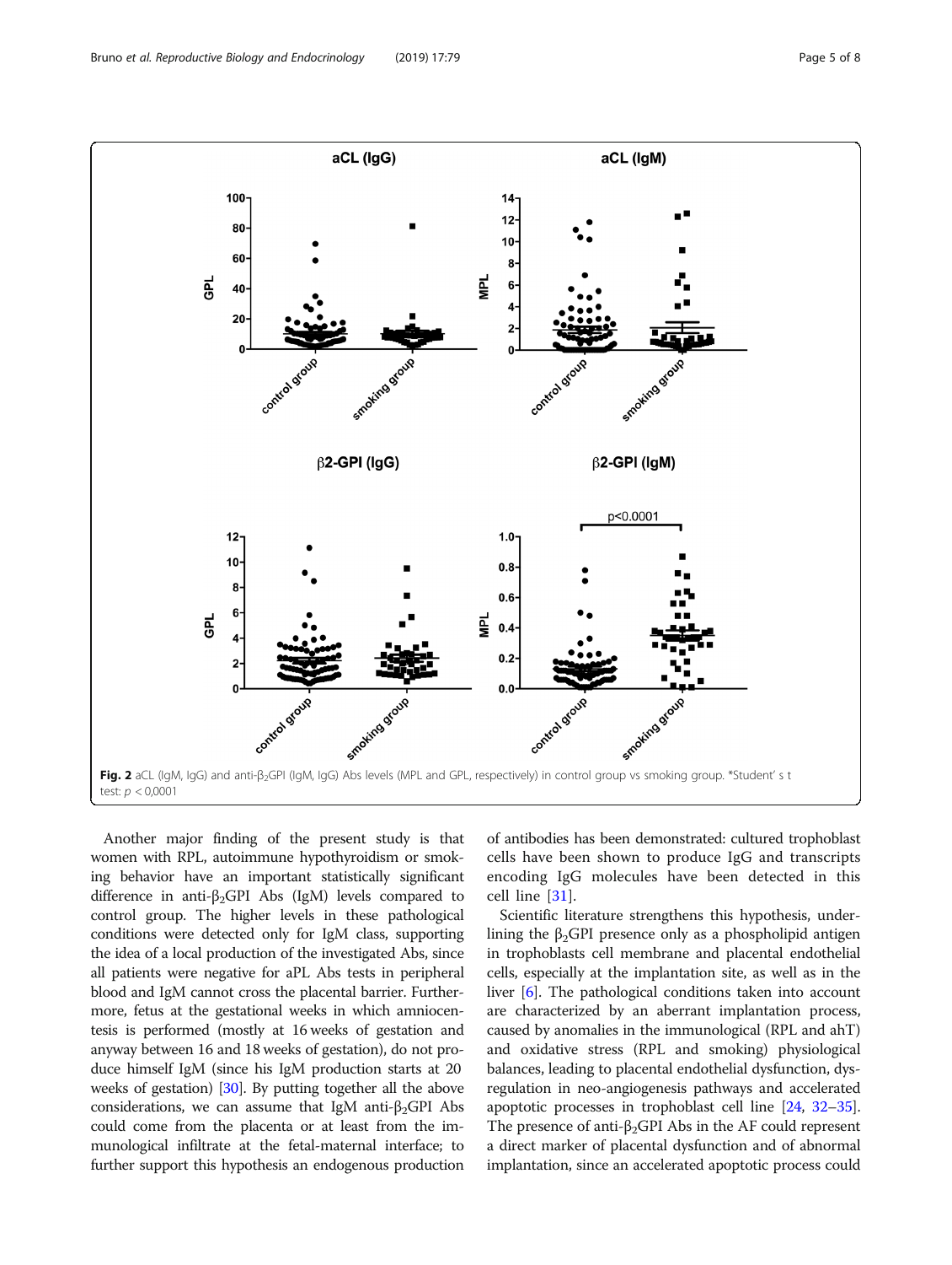Fig. 2 aCL (IgM, IgG) and anti-$\beta_2$GPI (IgM, IgG) Abs levels (MPL and GPL, respectively) in control group vs smoking group. *Student' s t test: $p < 0{,}0001$

Another major finding of the present study is that women with RPL, autoimmune hypothyroidism or smoking behavior have an important statistically significant difference in anti-$\beta_2$GPI Abs (IgM) levels compared to control group. The higher levels in these pathological conditions were detected only for IgM class, supporting the idea of a local production of the investigated Abs, since all patients were negative for aPL Abs tests in peripheral blood and IgM cannot cross the placental barrier. Furthermore, fetus at the gestational weeks in which amniocentesis is performed (mostly at 16 weeks of gestation and anyway between 16 and 18 weeks of gestation), do not produce himself IgM (since his IgM production starts at 20 weeks of gestation) [30]. By putting together all the above considerations, we can assume that IgM anti-$\beta_2$GPI Abs could come from the placenta or at least from the immunological infiltrate at the fetal-maternal interface; to further support this hypothesis an endogenous production of antibodies has been demonstrated: cultured trophoblast cells have been shown to produce IgG and transcripts encoding IgG molecules have been detected in this cell line [31].

Scientific literature strengthens this hypothesis, underlining the $\beta_2$GPI presence only as a phospholipid antigen in trophoblasts cell membrane and placental endothelial cells, especially at the implantation site, as well as in the liver [6]. The pathological conditions taken into account are characterized by an aberrant implantation process, caused by anomalies in the immunological (RPL and ahT) and oxidative stress (RPL and smoking) physiological balances, leading to placental endothelial dysfunction, dysregulation in neo-angiogenesis pathways and accelerated apoptotic processes in trophoblast cell line [24, 32–35]. The presence of anti-$\beta_2$GPI Abs in the AF could represent a direct marker of placental dysfunction and of abnormal implantation, since an accelerated apoptotic process could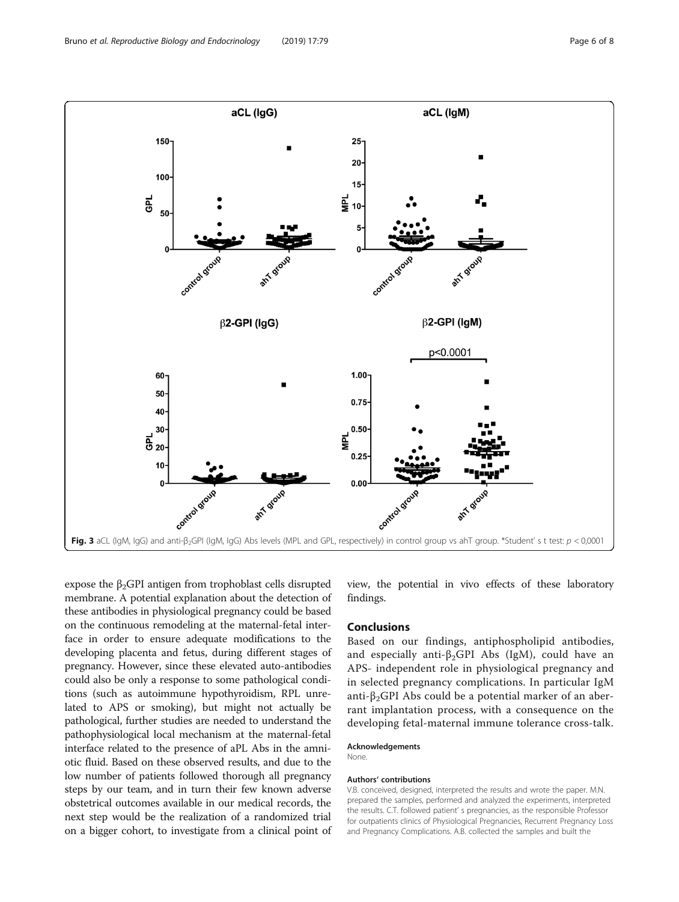Fig. 3 aCL (IgM, IgG) and anti-$\beta_2$GPI (IgM, IgG) Abs levels (MPL and GPL, respectively) in control group vs ahT group. *Student' s t test: $p < 0,0001$

expose the $\beta_2$GPI antigen from trophoblast cells disrupted membrane. A potential explanation about the detection of these antibodies in physiological pregnancy could be based on the continuous remodeling at the maternal-fetal interface in order to ensure adequate modifications to the developing placenta and fetus, during different stages of pregnancy. However, since these elevated auto-antibodies could also be only a response to some pathological conditions (such as autoimmune hypothyroidism, RPL unrelated to APS or smoking), but might not actually be pathological, further studies are needed to understand the pathophysiological local mechanism at the maternal-fetal interface related to the presence of aPL Abs in the amniotic fluid. Based on these observed results, and due to the low number of patients followed thorough all pregnancy steps by our team, and in turn their few known adverse obstetrical outcomes available in our medical records, the next step would be the realization of a randomized trial on a bigger cohort, to investigate from a clinical point of view, the potential in vivo effects of these laboratory findings.

## Conclusions

Based on our findings, antiphospholipid antibodies, and especially anti-$\beta_2$GPI Abs (IgM), could have an APS- independent role in physiological pregnancy and in selected pregnancy complications. In particular IgM anti-$\beta_2$GPI Abs could be a potential marker of an aberrant implantation process, with a consequence on the developing fetal-maternal immune tolerance cross-talk.

### Acknowledgements

None.

### Authors' contributions

V.B. conceived, designed, interpreted the results and wrote the paper. M.N. prepared the samples, performed and analyzed the experiments, interpreted the results. C.T. followed patient' s pregnancies, as the responsible Professor for outpatients clinics of Physiological Pregnancies, Recurrent Pregnancy Loss and Pregnancy Complications. A.B. collected the samples and built the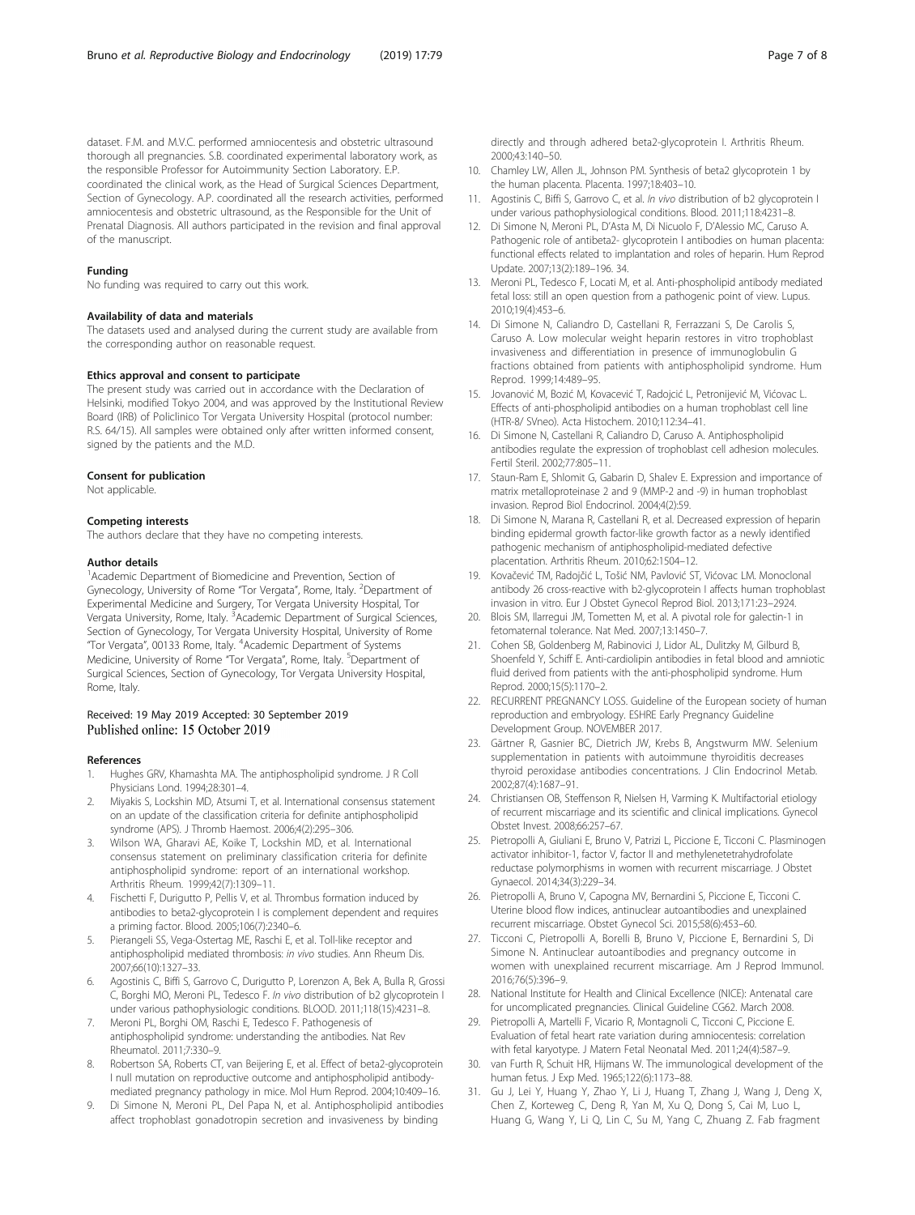dataset. F.M. and M.V.C. performed amniocentesis and obstetric ultrasound thorough all pregnancies. S.B. coordinated experimental laboratory work, as the responsible Professor for Autoimmunity Section Laboratory. E.P. coordinated the clinical work, as the Head of Surgical Sciences Department, Section of Gynecology. A.P. coordinated all the research activities, performed amniocentesis and obstetric ultrasound, as the Responsible for the Unit of Prenatal Diagnosis. All authors participated in the revision and final approval of the manuscript.

#### Funding

No funding was required to carry out this work.

#### Availability of data and materials

The datasets used and analysed during the current study are available from the corresponding author on reasonable request.

#### Ethics approval and consent to participate

The present study was carried out in accordance with the Declaration of Helsinki, modified Tokyo 2004, and was approved by the Institutional Review Board (IRB) of Policlinico Tor Vergata University Hospital (protocol number: R.S. 64/15). All samples were obtained only after written informed consent, signed by the patients and the M.D.

#### Consent for publication

Not applicable.

#### Competing interests

The authors declare that they have no competing interests.

#### Author details

[1]Academic Department of Biomedicine and Prevention, Section of Gynecology, University of Rome "Tor Vergata", Rome, Italy. [2]Department of Experimental Medicine and Surgery, Tor Vergata University Hospital, Tor Vergata University, Rome, Italy. [3]Academic Department of Surgical Sciences, Section of Gynecology, Tor Vergata University Hospital, University of Rome "Tor Vergata", 00133 Rome, Italy. [4]Academic Department of Systems Medicine, University of Rome "Tor Vergata", Rome, Italy. [5]Department of Surgical Sciences, Section of Gynecology, Tor Vergata University Hospital, Rome, Italy.

Received: 19 May 2019 Accepted: 30 September 2019
Published online: 15 October 2019

#### References

1. Hughes GRV, Khamashta MA. The antiphospholipid syndrome. J R Coll Physicians Lond. 1994;28:301–4.
2. Miyakis S, Lockshin MD, Atsumi T, et al. International consensus statement on an update of the classification criteria for definite antiphospholipid syndrome (APS). J Thromb Haemost. 2006;4(2):295–306.
3. Wilson WA, Gharavi AE, Koike T, Lockshin MD, et al. International consensus statement on preliminary classification criteria for definite antiphospholipid syndrome: report of an international workshop. Arthritis Rheum. 1999;42(7):1309–11.
4. Fischetti F, Durigutto P, Pellis V, et al. Thrombus formation induced by antibodies to beta2-glycoprotein I is complement dependent and requires a priming factor. Blood. 2005;106(7):2340–6.
5. Pierangeli SS, Vega-Ostertag ME, Raschi E, et al. Toll-like receptor and antiphospholipid mediated thrombosis: *in vivo* studies. Ann Rheum Dis. 2007;66(10):1327–33.
6. Agostinis C, Biffi S, Garrovo C, Durigutto P, Lorenzon A, Bek A, Bulla R, Grossi C, Borghi MO, Meroni PL, Tedesco F. *In vivo* distribution of b2 glycoprotein I under various pathophysiologic conditions. BLOOD. 2011;118(15):4231–8.
7. Meroni PL, Borghi OM, Raschi E, Tedesco F. Pathogenesis of antiphospholipid syndrome: understanding the antibodies. Nat Rev Rheumatol. 2011;7:330–9.
8. Robertson SA, Roberts CT, van Beijering E, et al. Effect of beta2-glycoprotein I null mutation on reproductive outcome and antiphospholipid antibody-mediated pregnancy pathology in mice. Mol Hum Reprod. 2004;10:409–16.
9. Di Simone N, Meroni PL, Del Papa N, et al. Antiphospholipid antibodies affect trophoblast gonadotropin secretion and invasiveness by binding directly and through adhered beta2-glycoprotein I. Arthritis Rheum. 2000;43:140–50.
10. Chamley LW, Allen JL, Johnson PM. Synthesis of beta2 glycoprotein 1 by the human placenta. Placenta. 1997;18:403–10.
11. Agostinis C, Biffi S, Garrovo C, et al. *In vivo* distribution of b2 glycoprotein I under various pathophysiological conditions. Blood. 2011;118:4231–8.
12. Di Simone N, Meroni PL, D'Asta M, Di Nicuolo F, D'Alessio MC, Caruso A. Pathogenic role of antibeta2- glycoprotein I antibodies on human placenta: functional effects related to implantation and roles of heparin. Hum Reprod Update. 2007;13(2):189–196. 34.
13. Meroni PL, Tedesco F, Locati M, et al. Anti-phospholipid antibody mediated fetal loss: still an open question from a pathogenic point of view. Lupus. 2010;19(4):453–6.
14. Di Simone N, Caliandro D, Castellani R, Ferrazzani S, De Carolis S, Caruso A. Low molecular weight heparin restores in vitro trophoblast invasiveness and differentiation in presence of immunoglobulin G fractions obtained from patients with antiphospholipid syndrome. Hum Reprod. 1999;14:489–95.
15. Jovanović M, Božić M, Kovacević T, Radojcić L, Petronijević M, Vićovac L. Effects of anti-phospholipid antibodies on a human trophoblast cell line (HTR-8/ SVneo). Acta Histochem. 2010;112:34–41.
16. Di Simone N, Castellani R, Caliandro D, Caruso A. Antiphospholipid antibodies regulate the expression of trophoblast cell adhesion molecules. Fertil Steril. 2002;77:805–11.
17. Staun-Ram E, Shlomit G, Gabarin D, Shalev E. Expression and importance of matrix metalloproteinase 2 and 9 (MMP-2 and -9) in human trophoblast invasion. Reprod Biol Endocrinol. 2004;4(2):59.
18. Di Simone N, Marana R, Castellani R, et al. Decreased expression of heparin binding epidermal growth factor-like growth factor as a newly identified pathogenic mechanism of antiphospholipid-mediated defective placentation. Arthritis Rheum. 2010;62:1504–12.
19. Kovačević TM, Radojčić L, Tošić NM, Pavlović ST, Vićovac LM. Monoclonal antibody 26 cross-reactive with b2-glycoprotein I affects human trophoblast invasion in vitro. Eur J Obstet Gynecol Reprod Biol. 2013;171:23–2924.
20. Blois SM, Ilarregui JM, Tometten M, et al. A pivotal role for galectin-1 in fetomaternal tolerance. Nat Med. 2007;13:1450–7.
21. Cohen SB, Goldenberg M, Rabinovici J, Lidor AL, Dulitzky M, Gilburd B, Shoenfeld Y, Schiff E. Anti-cardiolipin antibodies in fetal blood and amniotic fluid derived from patients with the anti-phospholipid syndrome. Hum Reprod. 2000;15(5):1170–2.
22. RECURRENT PREGNANCY LOSS. Guideline of the European society of human reproduction and embryology. ESHRE Early Pregnancy Guideline Development Group. NOVEMBER 2017.
23. Gärtner R, Gasnier BC, Dietrich JW, Krebs B, Angstwurm MW. Selenium supplementation in patients with autoimmune thyroiditis decreases thyroid peroxidase antibodies concentrations. J Clin Endocrinol Metab. 2002;87(4):1687–91.
24. Christiansen OB, Steffenson R, Nielsen H, Varming K. Multifactorial etiology of recurrent miscarriage and its scientific and clinical implications. Gynecol Obstet Invest. 2008;66:257–67.
25. Pietropolli A, Giuliani E, Bruno V, Patrizi L, Piccione E, Ticconi C. Plasminogen activator inhibitor-1, factor V, factor II and methylenetetrahydrofolate reductase polymorphisms in women with recurrent miscarriage. J Obstet Gynaecol. 2014;34(3):229–34.
26. Pietropolli A, Bruno V, Capogna MV, Bernardini S, Piccione E, Ticconi C. Uterine blood flow indices, antinuclear autoantibodies and unexplained recurrent miscarriage. Obstet Gynecol Sci. 2015;58(6):453–60.
27. Ticconi C, Pietropolli A, Borelli B, Bruno V, Piccione E, Bernardini S, Di Simone N. Antinuclear autoantibodies and pregnancy outcome in women with unexplained recurrent miscarriage. Am J Reprod Immunol. 2016;76(5):396–9.
28. National Institute for Health and Clinical Excellence (NICE): Antenatal care for uncomplicated pregnancies. Clinical Guideline CG62. March 2008.
29. Pietropolli A, Martelli F, Vicario R, Montagnoli C, Ticconi C, Piccione E. Evaluation of fetal heart rate variation during amniocentesis: correlation with fetal karyotype. J Matern Fetal Neonatal Med. 2011;24(4):587–9.
30. van Furth R, Schuit HR, Hijmans W. The immunological development of the human fetus. J Exp Med. 1965;122(6):1173–88.
31. Gu J, Lei Y, Huang Y, Zhao Y, Li J, Huang T, Zhang J, Wang J, Deng X, Chen Z, Korteweg C, Deng R, Yan M, Xu Q, Dong S, Cai M, Luo L, Huang G, Wang Y, Li Q, Lin C, Su M, Yang C, Zhuang Z. Fab fragment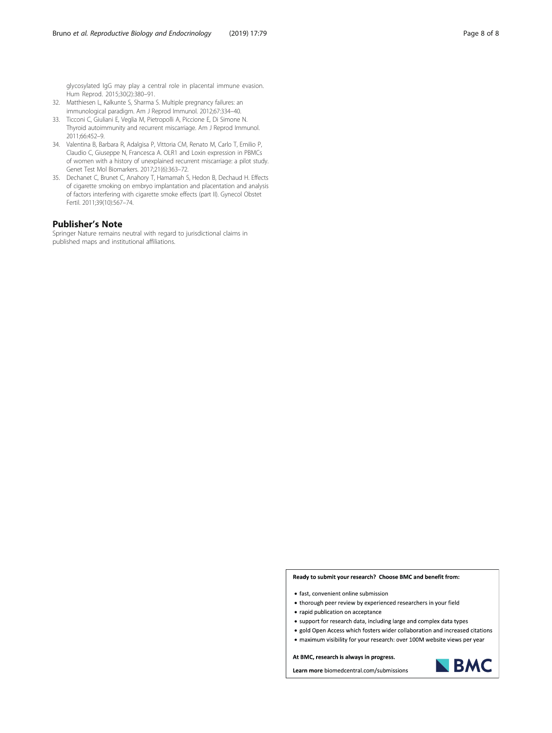glycosylated IgG may play a central role in placental immune evasion. Hum Reprod. 2015;30(2):380–91.

32. Matthiesen L, Kalkunte S, Sharma S. Multiple pregnancy failures: an immunological paradigm. Am J Reprod Immunol. 2012;67:334–40.
33. Ticconi C, Giuliani E, Veglia M, Pietropolli A, Piccione E, Di Simone N. Thyroid autoimmunity and recurrent miscarriage. Am J Reprod Immunol. 2011;66:452–9.
34. Valentina B, Barbara R, Adalgisa P, Vittoria CM, Renato M, Carlo T, Emilio P, Claudio C, Giuseppe N, Francesca A. OLR1 and Loxin expression in PBMCs of women with a history of unexplained recurrent miscarriage: a pilot study. Genet Test Mol Biomarkers. 2017;21(6):363–72.
35. Dechanet C, Brunet C, Anahory T, Hamamah S, Hedon B, Dechaud H. Effects of cigarette smoking on embryo implantation and placentation and analysis of factors interfering with cigarette smoke effects (part II). Gynecol Obstet Fertil. 2011;39(10):567–74.

## Publisher's Note

Springer Nature remains neutral with regard to jurisdictional claims in published maps and institutional affiliations.

**Ready to submit your research? Choose BMC and benefit from:**

- fast, convenient online submission
- thorough peer review by experienced researchers in your field
- rapid publication on acceptance
- support for research data, including large and complex data types
- gold Open Access which fosters wider collaboration and increased citations
- maximum visibility for your research: over 100M website views per year

**At BMC, research is always in progress.**

**Learn more** biomedcentral.com/submissions